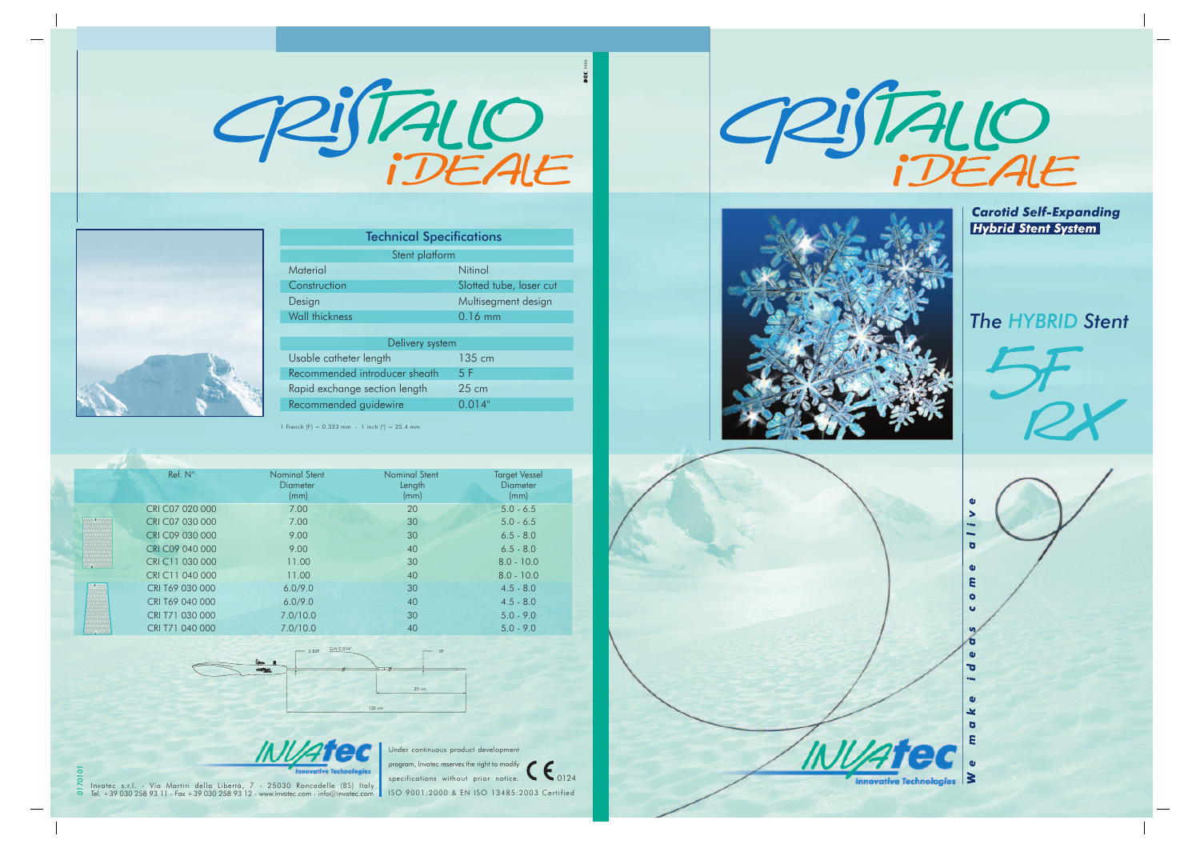# CRISTALLO iDEALE

## Technical Specifications

| Stent platform | |
|---|---|
| Material | Nitinol |
| Construction | Slotted tube, laser cut |
| Design | Multisegment design |
| Wall thickness | 0.16 mm |

| Delivery system | |
|---|---|
| Usable catheter length | 135 cm |
| Recommended introducer sheath | 5 F |
| Rapid exchange section length | 25 cm |
| Recommended guidewire | 0.014" |

1 French (F) = 0.333 mm - 1 inch (") = 25.4 mm

| Ref. N° | Nominal Stent Diameter (mm) | Nominal Stent Length (mm) | Target Vessel Diameter (mm) |
|---|---|---|---|
| CRI C07 020 000 | 7.00 | 20 | 5.0 - 6.5 |
| CRI C07 030 000 | 7.00 | 30 | 5.0 - 6.5 |
| CRI C09 030 000 | 9.00 | 30 | 6.5 - 8.0 |
| CRI C09 040 000 | 9.00 | 40 | 6.5 - 8.0 |
| CRI C11 030 000 | 11.00 | 30 | 8.0 - 10.0 |
| CRI C11 040 000 | 11.00 | 40 | 8.0 - 10.0 |
| CRI T69 030 000 | 6.0/9.0 | 30 | 4.5 - 8.0 |
| CRI T69 040 000 | 6.0/9.0 | 40 | 4.5 - 8.0 |
| CRI T71 030 000 | 7.0/10.0 | 30 | 5.0 - 9.0 |
| CRI T71 040 000 | 7.0/10.0 | 40 | 5.0 - 9.0 |

2.82F G.W.0.014" 5F 25 cm 135 cm

INVATEC Innovative Technologies

Under continuous product development program, Invatec reserves the right to modify specifications without prior notice.

CE 0124

ISO 9001:2000 & EN ISO 13485:2003 Certified

Invatec s.r.l. - Via Martiri della Libertà, 7 - 25030 Roncadelle (BS) Italy
Tel. +39 030 258 93 11 - Fax +39 030 258 93 12 - www.invatec.com - info@invatec.com

0170101

# CRISTALLO iDEALE

***Carotid Self-Expanding Hybrid Stent System***

## *The HYBRID Stent*

## 5F RX

*We make ideas come alive*

INVATEC Innovative Technologies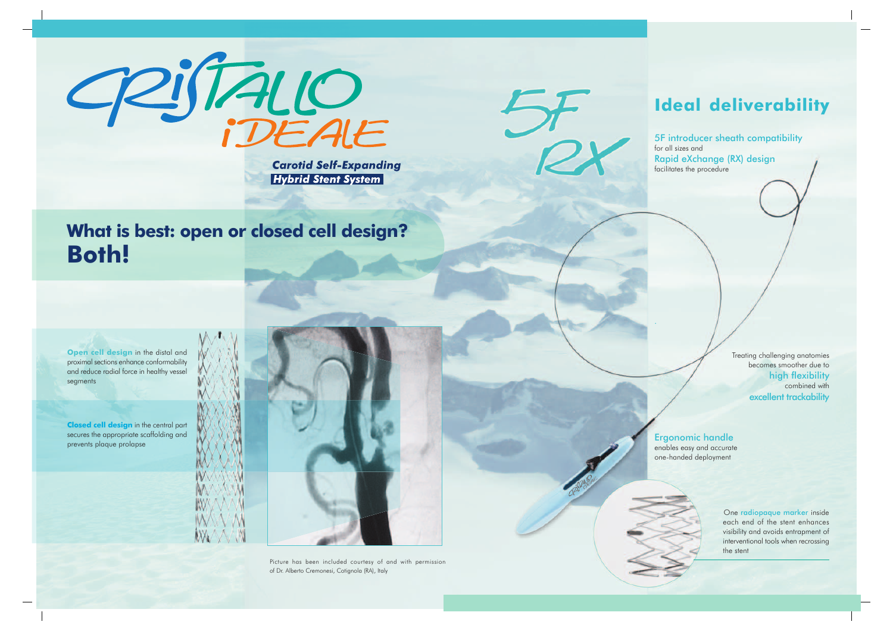# Cristallo Ideale

***Carotid Self-Expanding***
***Hybrid Stent System***

## What is best: open or closed cell design?
## Both!

**Open cell design** in the distal and proximal sections enhance conformability and reduce radial force in healthy vessel segments

**Closed cell design** in the central part secures the appropriate scaffolding and prevents plaque prolapse

Picture has been included courtesy of and with permission of Dr. Alberto Cremonesi, Cotignola (RA), Italy

5F RX

## Ideal deliverability

5F introducer sheath compatibility
for all sizes and
Rapid eXchange (RX) design
facilitates the procedure

Treating challenging anatomies becomes smoother due to
high flexibility
combined with
excellent trackability

Ergonomic handle
enables easy and accurate one-handed deployment

One radiopaque marker inside each end of the stent enhances visibility and avoids entrapment of interventional tools when recrossing the stent